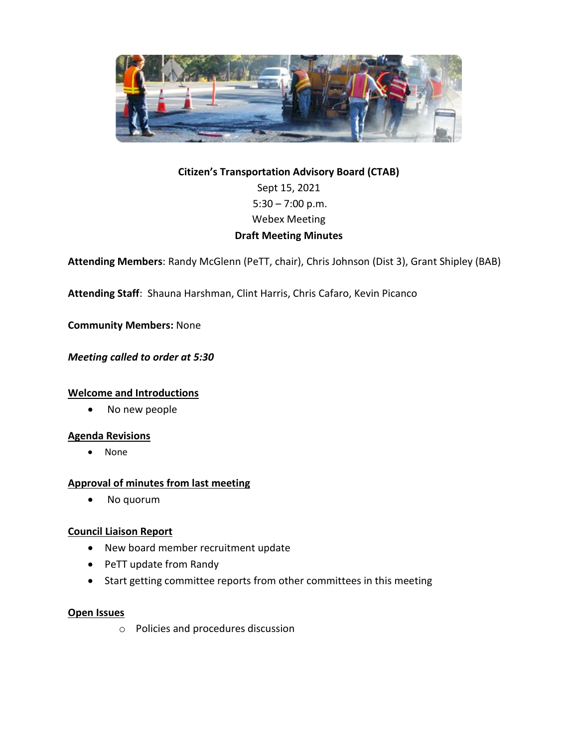**Citizen's Transportation Advisory Board (CTAB)**

Sept 15, 2021

5:30 – 7:00 p.m.

Webex Meeting

**Draft Meeting Minutes**

**Attending Members**: Randy McGlenn (PeTT, chair), Chris Johnson (Dist 3), Grant Shipley (BAB)

**Attending Staff**: Shauna Harshman, Clint Harris, Chris Cafaro, Kevin Picanco

**Community Members:** None

***Meeting called to order at 5:30***

**Welcome and Introductions**

- No new people

**Agenda Revisions**

- None

**Approval of minutes from last meeting**

- No quorum

**Council Liaison Report**

- New board member recruitment update
- PeTT update from Randy
- Start getting committee reports from other committees in this meeting

**Open Issues**

- Policies and procedures discussion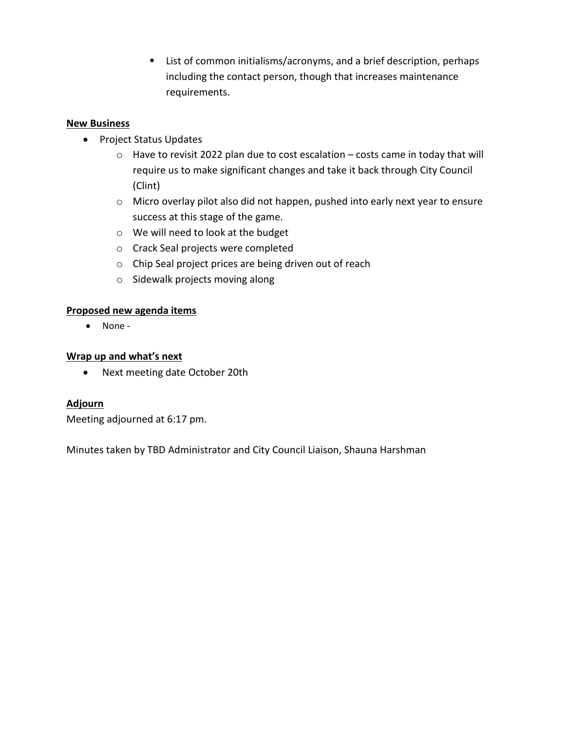- List of common initialisms/acronyms, and a brief description, perhaps including the contact person, though that increases maintenance requirements.

**New Business**

- Project Status Updates
    - Have to revisit 2022 plan due to cost escalation – costs came in today that will require us to make significant changes and take it back through City Council (Clint)
    - Micro overlay pilot also did not happen, pushed into early next year to ensure success at this stage of the game.
    - We will need to look at the budget
    - Crack Seal projects were completed
    - Chip Seal project prices are being driven out of reach
    - Sidewalk projects moving along

**Proposed new agenda items**

- None -

**Wrap up and what's next**

- Next meeting date October 20th

**Adjourn**

Meeting adjourned at 6:17 pm.

Minutes taken by TBD Administrator and City Council Liaison, Shauna Harshman